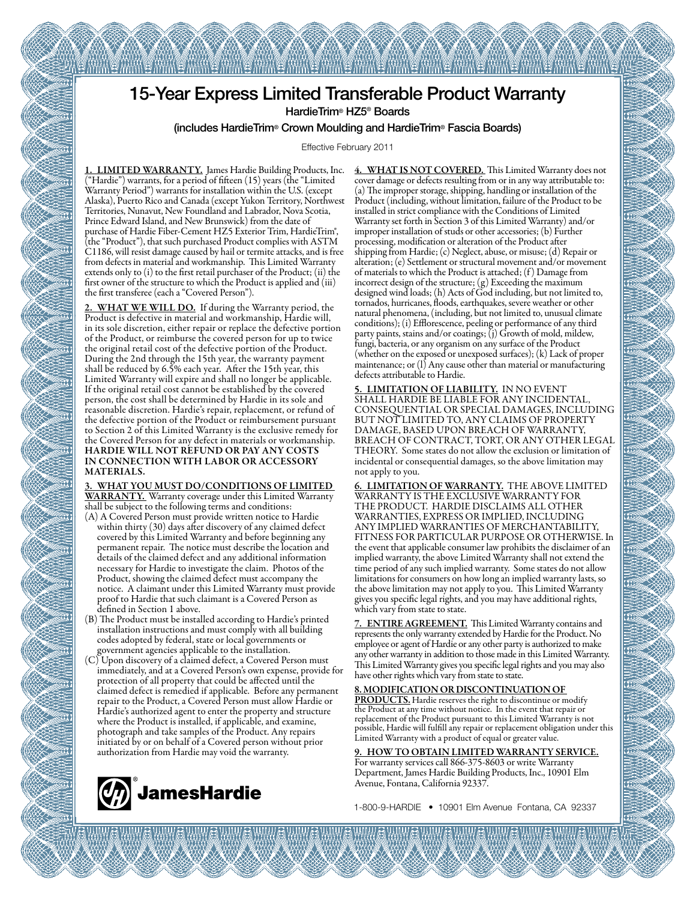# 15-Year Express Limited Transferable Product Warranty

## HardieTrim® HZ5® Boards

### (includes HardieTrim® Crown Moulding and HardieTrim® Fascia Boards)

Effective February 2011

**1. LIMITED WARRANTY.** James Hardie Building Products, Inc. ("Hardie") warrants, for a period of fifteen (15) years (the "Limited Warranty Period") warrants for installation within the U.S. (except Alaska), Puerto Rico and Canada (except Yukon Territory, Northwest Territories, Nunavut, New Foundland and Labrador, Nova Scotia, Prince Edward Island, and New Brunswick) from the date of purchase of Hardie Fiber-Cement HZ5 Exterior Trim, HardieTrim®, (the "Product"), that such purchased Product complies with ASTM C1186, will resist damage caused by hail or termite attacks, and is free from defects in material and workmanship. This Limited Warranty extends only to (i) to the first retail purchaser of the Product; (ii) the first owner of the structure to which the Product is applied and (iii) the first transferee (each a "Covered Person").

**2. WHAT WE WILL DO.** If during the Warranty period, the Product is defective in material and workmanship, Hardie will, in its sole discretion, either repair or replace the defective portion of the Product, or reimburse the covered person for up to twice the original retail cost of the defective portion of the Product. During the 2nd through the 15th year, the warranty payment shall be reduced by 6.5% each year. After the 15th year, this Limited Warranty will expire and shall no longer be applicable. If the original retail cost cannot be established by the covered person, the cost shall be determined by Hardie in its sole and reasonable discretion. Hardie's repair, replacement, or refund of the defective portion of the Product or reimbursement pursuant to Section 2 of this Limited Warranty is the exclusive remedy for the Covered Person for any defect in materials or workmanship. **HARDIE WILL NOT REFUND OR PAY ANY COSTS IN CONNECTION WITH LABOR OR ACCESSORY MATERIALS.**

**3. WHAT YOU MUST DO/CONDITIONS OF LIMITED WARRANTY.** Warranty coverage under this Limited Warranty shall be subject to the following terms and conditions:

(A) A Covered Person must provide written notice to Hardie within thirty (30) days after discovery of any claimed defect covered by this Limited Warranty and before beginning any permanent repair. The notice must describe the location and details of the claimed defect and any additional information necessary for Hardie to investigate the claim. Photos of the Product, showing the claimed defect must accompany the notice. A claimant under this Limited Warranty must provide proof to Hardie that such claimant is a Covered Person as defined in Section 1 above.

(B) The Product must be installed according to Hardie's printed installation instructions and must comply with all building codes adopted by federal, state or local governments or government agencies applicable to the installation.

(C) Upon discovery of a claimed defect, a Covered Person must immediately, and at a Covered Person's own expense, provide for protection of all property that could be affected until the claimed defect is remedied if applicable. Before any permanent repair to the Product, a Covered Person must allow Hardie or Hardie's authorized agent to enter the property and structure where the Product is installed, if applicable, and examine, photograph and take samples of the Product. Any repairs initiated by or on behalf of a Covered person without prior authorization from Hardie may void the warranty.

JamesHardie®

**4. WHAT IS NOT COVERED.** This Limited Warranty does not cover damage or defects resulting from or in any way attributable to: (a) The improper storage, shipping, handling or installation of the Product (including, without limitation, failure of the Product to be installed in strict compliance with the Conditions of Limited Warranty set forth in Section 3 of this Limited Warranty) and/or improper installation of studs or other accessories; (b) Further processing, modification or alteration of the Product after shipping from Hardie; (c) Neglect, abuse, or misuse; (d) Repair or alteration; (e) Settlement or structural movement and/or movement of materials to which the Product is attached; (f) Damage from incorrect design of the structure; (g) Exceeding the maximum designed wind loads; (h) Acts of God including, but not limited to, tornados, hurricanes, floods, earthquakes, severe weather or other natural phenomena, (including, but not limited to, unusual climate conditions); (i) Efflorescence, peeling or performance of any third party paints, stains and/or coatings; (j) Growth of mold, mildew, fungi, bacteria, or any organism on any surface of the Product (whether on the exposed or unexposed surfaces); (k) Lack of proper maintenance; or (l) Any cause other than material or manufacturing defects attributable to Hardie.

**5. LIMITATION OF LIABILITY.** IN NO EVENT SHALL HARDIE BE LIABLE FOR ANY INCIDENTAL, CONSEQUENTIAL OR SPECIAL DAMAGES, INCLUDING BUT NOT LIMITED TO, ANY CLAIMS OF PROPERTY DAMAGE, BASED UPON BREACH OF WARRANTY, BREACH OF CONTRACT, TORT, OR ANY OTHER LEGAL THEORY. Some states do not allow the exclusion or limitation of incidental or consequential damages, so the above limitation may not apply to you.

**6. LIMITATION OF WARRANTY.** THE ABOVE LIMITED WARRANTY IS THE EXCLUSIVE WARRANTY FOR THE PRODUCT. HARDIE DISCLAIMS ALL OTHER WARRANTIES, EXPRESS OR IMPLIED, INCLUDING ANY IMPLIED WARRANTIES OF MERCHANTABILITY, FITNESS FOR PARTICULAR PURPOSE OR OTHERWISE. In the event that applicable consumer law prohibits the disclaimer of an implied warranty, the above Limited Warranty shall not extend the time period of any such implied warranty. Some states do not allow limitations for consumers on how long an implied warranty lasts, so the above limitation may not apply to you. This Limited Warranty gives you specific legal rights, and you may have additional rights, which vary from state to state.

**7. ENTIRE AGREEMENT.** This Limited Warranty contains and represents the only warranty extended by Hardie for the Product. No employee or agent of Hardie or any other party is authorized to make any other warranty in addition to those made in this Limited Warranty. This Limited Warranty gives you specific legal rights and you may also have other rights which vary from state to state.

**8. MODIFICATION OR DISCONTINUATION OF PRODUCTS.** Hardie reserves the right to discontinue or modify the Product at any time without notice. In the event that repair or replacement of the Product pursuant to this Limited Warranty is not possible, Hardie will fulfill any repair or replacement obligation under this Limited Warranty with a product of equal or greater value.

**9. HOW TO OBTAIN LIMITED WARRANTY SERVICE.** For warranty services call 866-375-8603 or write Warranty Department, James Hardie Building Products, Inc., 10901 Elm Avenue, Fontana, California 92337.

1-800-9-HARDIE • 10901 Elm Avenue Fontana, CA 92337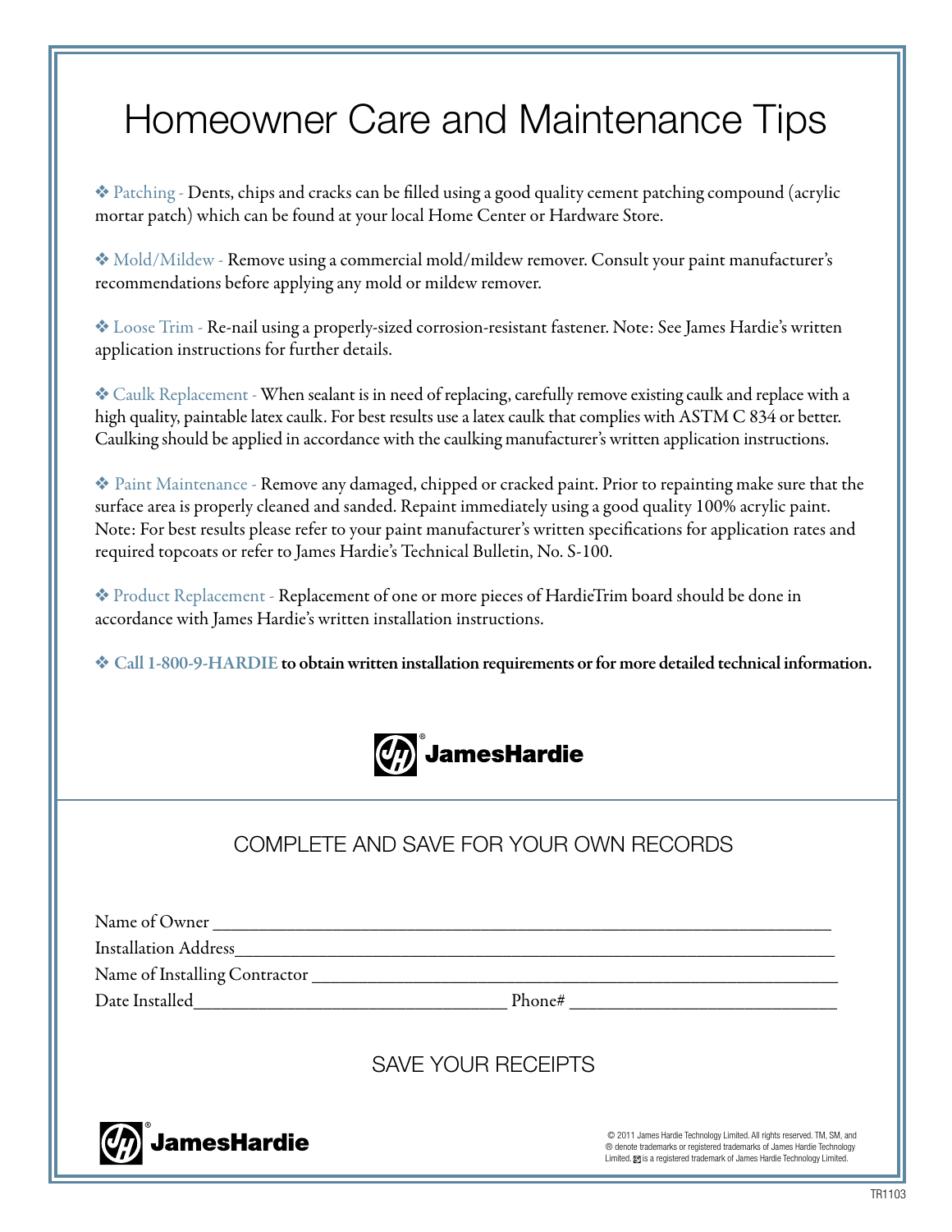# Homeowner Care and Maintenance Tips

❖ Patching - Dents, chips and cracks can be filled using a good quality cement patching compound (acrylic mortar patch) which can be found at your local Home Center or Hardware Store.

❖ Mold/Mildew - Remove using a commercial mold/mildew remover. Consult your paint manufacturer's recommendations before applying any mold or mildew remover.

❖ Loose Trim - Re-nail using a properly-sized corrosion-resistant fastener. Note: See James Hardie's written application instructions for further details.

❖ Caulk Replacement - When sealant is in need of replacing, carefully remove existing caulk and replace with a high quality, paintable latex caulk. For best results use a latex caulk that complies with ASTM C 834 or better. Caulking should be applied in accordance with the caulking manufacturer's written application instructions.

❖ Paint Maintenance - Remove any damaged, chipped or cracked paint. Prior to repainting make sure that the surface area is properly cleaned and sanded. Repaint immediately using a good quality 100% acrylic paint. Note: For best results please refer to your paint manufacturer's written specifications for application rates and required topcoats or refer to James Hardie's Technical Bulletin, No. S-100.

❖ Product Replacement - Replacement of one or more pieces of HardieTrim board should be done in accordance with James Hardie's written installation instructions.

❖ **Call 1-800-9-HARDIE to obtain written installation requirements or for more detailed technical information.**

JamesHardie®

## COMPLETE AND SAVE FOR YOUR OWN RECORDS

Name of Owner ______________________________________________

Installation Address______________________________________________

Name of Installing Contractor ______________________________________________

Date Installed______________________ Phone# ______________________

## SAVE YOUR RECEIPTS

JamesHardie®

© 2011 James Hardie Technology Limited. All rights reserved. TM, SM, and ® denote trademarks or registered trademarks of James Hardie Technology Limited. is a registered trademark of James Hardie Technology Limited.

TR1103